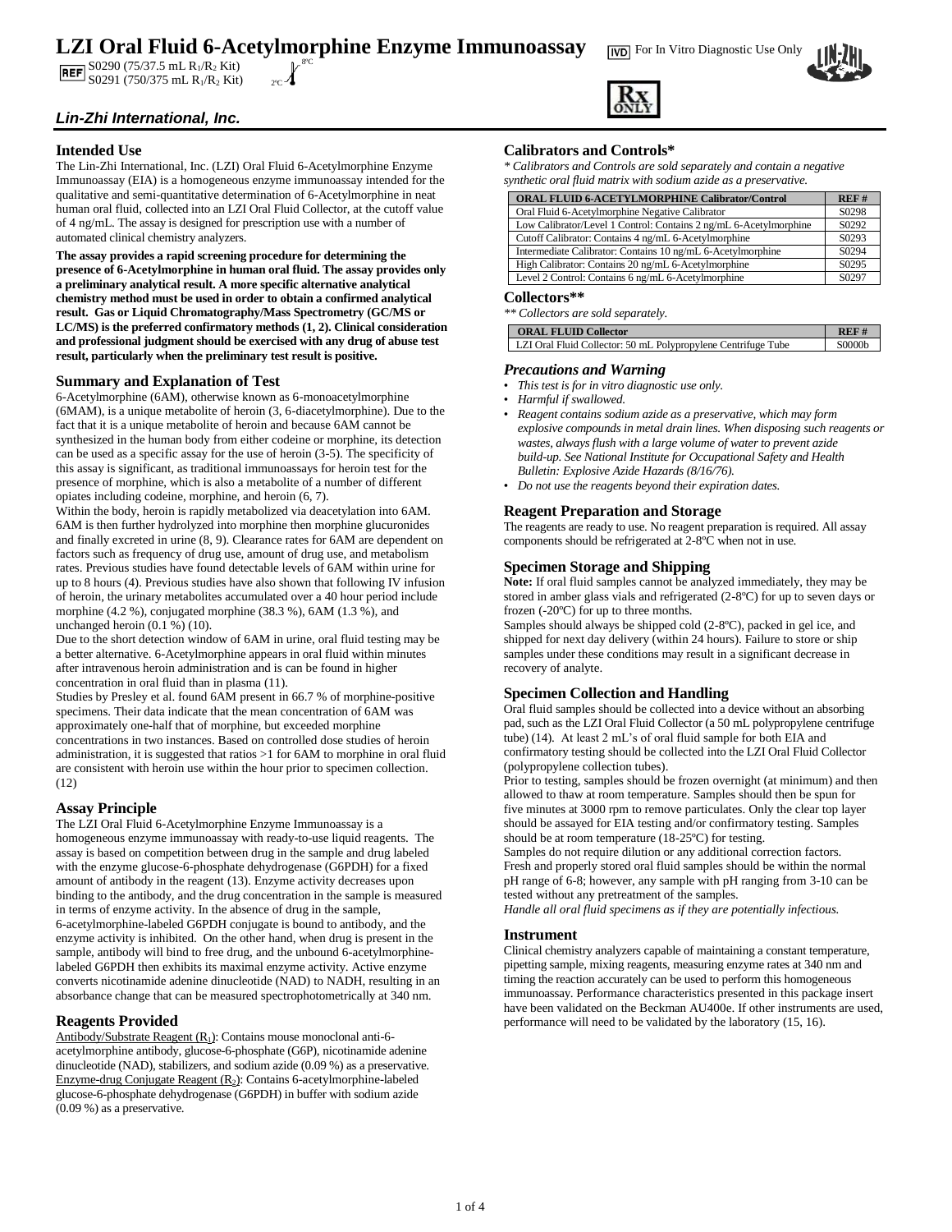# LZI Oral Fluid 6-Acetylmorphine Enzyme Immunoassay

IVD For In Vitro Diagnostic Use Only

REF S0290 (75/37.5 mL $R_1/R_2$ Kit)
S0291 (750/375 mL $R_1/R_2$ Kit)

2ºC–8ºC

Rx ONLY

***Lin-Zhi International, Inc.***

## Intended Use

The Lin-Zhi International, Inc. (LZI) Oral Fluid 6-Acetylmorphine Enzyme Immunoassay (EIA) is a homogeneous enzyme immunoassay intended for the qualitative and semi-quantitative determination of 6-Acetylmorphine in neat human oral fluid, collected into an LZI Oral Fluid Collector, at the cutoff value of 4 ng/mL. The assay is designed for prescription use with a number of automated clinical chemistry analyzers.

**The assay provides a rapid screening procedure for determining the presence of 6-Acetylmorphine in human oral fluid. The assay provides only a preliminary analytical result. A more specific alternative analytical chemistry method must be used in order to obtain a confirmed analytical result. Gas or Liquid Chromatography/Mass Spectrometry (GC/MS or LC/MS) is the preferred confirmatory methods (1, 2). Clinical consideration and professional judgment should be exercised with any drug of abuse test result, particularly when the preliminary test result is positive.**

## Summary and Explanation of Test

6-Acetylmorphine (6AM), otherwise known as 6-monoacetylmorphine (6MAM), is a unique metabolite of heroin (3, 6-diacetylmorphine). Due to the fact that it is a unique metabolite of heroin and because 6AM cannot be synthesized in the human body from either codeine or morphine, its detection can be used as a specific assay for the use of heroin (3-5). The specificity of this assay is significant, as traditional immunoassays for heroin test for the presence of morphine, which is also a metabolite of a number of different opiates including codeine, morphine, and heroin (6, 7).

Within the body, heroin is rapidly metabolized via deacetylation into 6AM. 6AM is then further hydrolyzed into morphine then morphine glucuronides and finally excreted in urine (8, 9). Clearance rates for 6AM are dependent on factors such as frequency of drug use, amount of drug use, and metabolism rates. Previous studies have found detectable levels of 6AM within urine for up to 8 hours (4). Previous studies have also shown that following IV infusion of heroin, the urinary metabolites accumulated over a 40 hour period include morphine (4.2 %), conjugated morphine (38.3 %), 6AM (1.3 %), and unchanged heroin (0.1 %) (10).

Due to the short detection window of 6AM in urine, oral fluid testing may be a better alternative. 6-Acetylmorphine appears in oral fluid within minutes after intravenous heroin administration and is can be found in higher concentration in oral fluid than in plasma (11).

Studies by Presley et al. found 6AM present in 66.7 % of morphine-positive specimens. Their data indicate that the mean concentration of 6AM was approximately one-half that of morphine, but exceeded morphine concentrations in two instances. Based on controlled dose studies of heroin administration, it is suggested that ratios >1 for 6AM to morphine in oral fluid are consistent with heroin use within the hour prior to specimen collection. (12)

## Assay Principle

The LZI Oral Fluid 6-Acetylmorphine Enzyme Immunoassay is a homogeneous enzyme immunoassay with ready-to-use liquid reagents. The assay is based on competition between drug in the sample and drug labeled with the enzyme glucose-6-phosphate dehydrogenase (G6PDH) for a fixed amount of antibody in the reagent (13). Enzyme activity decreases upon binding to the antibody, and the drug concentration in the sample is measured in terms of enzyme activity. In the absence of drug in the sample, 6-acetylmorphine-labeled G6PDH conjugate is bound to antibody, and the enzyme activity is inhibited. On the other hand, when drug is present in the sample, antibody will bind to free drug, and the unbound 6-acetylmorphine-labeled G6PDH then exhibits its maximal enzyme activity. Active enzyme converts nicotinamide adenine dinucleotide (NAD) to NADH, resulting in an absorbance change that can be measured spectrophotometrically at 340 nm.

## Reagents Provided

Antibody/Substrate Reagent ($R_1$): Contains mouse monoclonal anti-6-acetylmorphine antibody, glucose-6-phosphate (G6P), nicotinamide adenine dinucleotide (NAD), stabilizers, and sodium azide (0.09 %) as a preservative.
Enzyme-drug Conjugate Reagent ($R_2$): Contains 6-acetylmorphine-labeled glucose-6-phosphate dehydrogenase (G6PDH) in buffer with sodium azide (0.09 %) as a preservative.

## Calibrators and Controls*

*\* Calibrators and Controls are sold separately and contain a negative synthetic oral fluid matrix with sodium azide as a preservative.*

| ORAL FLUID 6-ACETYLMORPHINE Calibrator/Control | REF # |
|---|---|
| Oral Fluid 6-Acetylmorphine Negative Calibrator | S0298 |
| Low Calibrator/Level 1 Control: Contains 2 ng/mL 6-Acetylmorphine | S0292 |
| Cutoff Calibrator: Contains 4 ng/mL 6-Acetylmorphine | S0293 |
| Intermediate Calibrator: Contains 10 ng/mL 6-Acetylmorphine | S0294 |
| High Calibrator: Contains 20 ng/mL 6-Acetylmorphine | S0295 |
| Level 2 Control: Contains 6 ng/mL 6-Acetylmorphine | S0297 |

## Collectors**

*\*\* Collectors are sold separately.*

| ORAL FLUID Collector | REF # |
|---|---|
| LZI Oral Fluid Collector: 50 mL Polypropylene Centrifuge Tube | S0000b |

## *Precautions and Warning*

- *This test is for in vitro diagnostic use only.*
- *Harmful if swallowed.*
- *Reagent contains sodium azide as a preservative, which may form explosive compounds in metal drain lines. When disposing such reagents or wastes, always flush with a large volume of water to prevent azide build-up. See National Institute for Occupational Safety and Health Bulletin: Explosive Azide Hazards (8/16/76).*
- *Do not use the reagents beyond their expiration dates.*

## Reagent Preparation and Storage

The reagents are ready to use. No reagent preparation is required. All assay components should be refrigerated at 2-8ºC when not in use.

## Specimen Storage and Shipping

**Note:** If oral fluid samples cannot be analyzed immediately, they may be stored in amber glass vials and refrigerated (2-8ºC) for up to seven days or frozen (-20ºC) for up to three months.

Samples should always be shipped cold (2-8ºC), packed in gel ice, and shipped for next day delivery (within 24 hours). Failure to store or ship samples under these conditions may result in a significant decrease in recovery of analyte.

## Specimen Collection and Handling

Oral fluid samples should be collected into a device without an absorbing pad, such as the LZI Oral Fluid Collector (a 50 mL polypropylene centrifuge tube) (14). At least 2 mL's of oral fluid sample for both EIA and confirmatory testing should be collected into the LZI Oral Fluid Collector (polypropylene collection tubes).

Prior to testing, samples should be frozen overnight (at minimum) and then allowed to thaw at room temperature. Samples should then be spun for five minutes at 3000 rpm to remove particulates. Only the clear top layer should be assayed for EIA testing and/or confirmatory testing. Samples should be at room temperature (18-25ºC) for testing.

Samples do not require dilution or any additional correction factors.

Fresh and properly stored oral fluid samples should be within the normal pH range of 6-8; however, any sample with pH ranging from 3-10 can be tested without any pretreatment of the samples.

*Handle all oral fluid specimens as if they are potentially infectious.*

## Instrument

Clinical chemistry analyzers capable of maintaining a constant temperature, pipetting sample, mixing reagents, measuring enzyme rates at 340 nm and timing the reaction accurately can be used to perform this homogeneous immunoassay. Performance characteristics presented in this package insert have been validated on the Beckman AU400e. If other instruments are used, performance will need to be validated by the laboratory (15, 16).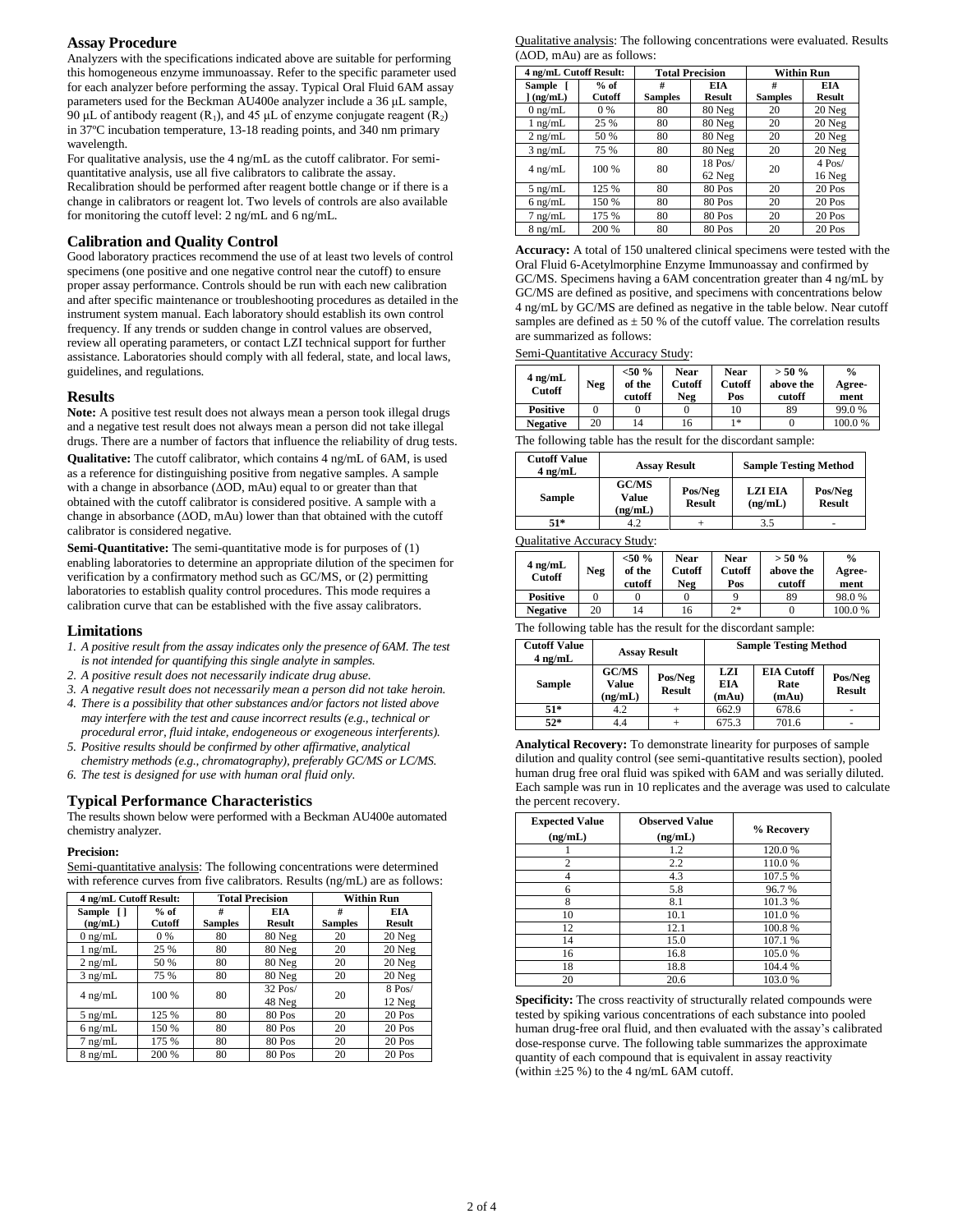## Assay Procedure

Analyzers with the specifications indicated above are suitable for performing this homogeneous enzyme immunoassay. Refer to the specific parameter used for each analyzer before performing the assay. Typical Oral Fluid 6AM assay parameters used for the Beckman AU400e analyzer include a 36 µL sample, 90 µL of antibody reagent ($R_1$), and 45 µL of enzyme conjugate reagent ($R_2$) in 37ºC incubation temperature, 13-18 reading points, and 340 nm primary wavelength.

For qualitative analysis, use the 4 ng/mL as the cutoff calibrator. For semi-quantitative analysis, use all five calibrators to calibrate the assay. Recalibration should be performed after reagent bottle change or if there is a change in calibrators or reagent lot. Two levels of controls are also available for monitoring the cutoff level: 2 ng/mL and 6 ng/mL.

## Calibration and Quality Control

Good laboratory practices recommend the use of at least two levels of control specimens (one positive and one negative control near the cutoff) to ensure proper assay performance. Controls should be run with each new calibration and after specific maintenance or troubleshooting procedures as detailed in the instrument system manual. Each laboratory should establish its own control frequency. If any trends or sudden change in control values are observed, review all operating parameters, or contact LZI technical support for further assistance. Laboratories should comply with all federal, state, and local laws, guidelines, and regulations.

## Results

**Note:** A positive test result does not always mean a person took illegal drugs and a negative test result does not always mean a person did not take illegal drugs. There are a number of factors that influence the reliability of drug tests.

**Qualitative:** The cutoff calibrator, which contains 4 ng/mL of 6AM, is used as a reference for distinguishing positive from negative samples. A sample with a change in absorbance (ΔOD, mAu) equal to or greater than that obtained with the cutoff calibrator is considered positive. A sample with a change in absorbance (ΔOD, mAu) lower than that obtained with the cutoff calibrator is considered negative.

**Semi-Quantitative:** The semi-quantitative mode is for purposes of (1) enabling laboratories to determine an appropriate dilution of the specimen for verification by a confirmatory method such as GC/MS, or (2) permitting laboratories to establish quality control procedures. This mode requires a calibration curve that can be established with the five assay calibrators.

## Limitations

1. *A positive result from the assay indicates only the presence of 6AM. The test is not intended for quantifying this single analyte in samples.*
2. *A positive result does not necessarily indicate drug abuse.*
3. *A negative result does not necessarily mean a person did not take heroin.*
4. *There is a possibility that other substances and/or factors not listed above may interfere with the test and cause incorrect results (e.g., technical or procedural error, fluid intake, endogeneous or exogeneous interferents).*
5. *Positive results should be confirmed by other affirmative, analytical chemistry methods (e.g., chromatography), preferably GC/MS or LC/MS.*
6. *The test is designed for use with human oral fluid only.*

## Typical Performance Characteristics

The results shown below were performed with a Beckman AU400e automated chemistry analyzer.

**Precision:**

Semi-quantitative analysis: The following concentrations were determined with reference curves from five calibrators. Results (ng/mL) are as follows:

| 4 ng/mL Cutoff Result: | | Total Precision | | Within Run | |
|---|---|---|---|---|---|
| Sample [ ] (ng/mL) | % of Cutoff | # Samples | EIA Result | # Samples | EIA Result |
| 0 ng/mL | 0 % | 80 | 80 Neg | 20 | 20 Neg |
| 1 ng/mL | 25 % | 80 | 80 Neg | 20 | 20 Neg |
| 2 ng/mL | 50 % | 80 | 80 Neg | 20 | 20 Neg |
| 3 ng/mL | 75 % | 80 | 80 Neg | 20 | 20 Neg |
| 4 ng/mL | 100 % | 80 | 32 Pos/ 48 Neg | 20 | 8 Pos/ 12 Neg |
| 5 ng/mL | 125 % | 80 | 80 Pos | 20 | 20 Pos |
| 6 ng/mL | 150 % | 80 | 80 Pos | 20 | 20 Pos |
| 7 ng/mL | 175 % | 80 | 80 Pos | 20 | 20 Pos |
| 8 ng/mL | 200 % | 80 | 80 Pos | 20 | 20 Pos |

Qualitative analysis: The following concentrations were evaluated. Results (ΔOD, mAu) are as follows:

| 4 ng/mL Cutoff Result: | | Total Precision | | Within Run | |
|---|---|---|---|---|---|
| Sample [ ] (ng/mL) | % of Cutoff | # Samples | EIA Result | # Samples | EIA Result |
| 0 ng/mL | 0 % | 80 | 80 Neg | 20 | 20 Neg |
| 1 ng/mL | 25 % | 80 | 80 Neg | 20 | 20 Neg |
| 2 ng/mL | 50 % | 80 | 80 Neg | 20 | 20 Neg |
| 3 ng/mL | 75 % | 80 | 80 Neg | 20 | 20 Neg |
| 4 ng/mL | 100 % | 80 | 18 Pos/ 62 Neg | 20 | 4 Pos/ 16 Neg |
| 5 ng/mL | 125 % | 80 | 80 Pos | 20 | 20 Pos |
| 6 ng/mL | 150 % | 80 | 80 Pos | 20 | 20 Pos |
| 7 ng/mL | 175 % | 80 | 80 Pos | 20 | 20 Pos |
| 8 ng/mL | 200 % | 80 | 80 Pos | 20 | 20 Pos |

**Accuracy:** A total of 150 unaltered clinical specimens were tested with the Oral Fluid 6-Acetylmorphine Enzyme Immunoassay and confirmed by GC/MS. Specimens having a 6AM concentration greater than 4 ng/mL by GC/MS are defined as positive, and specimens with concentrations below 4 ng/mL by GC/MS are defined as negative in the table below. Near cutoff samples are defined as ± 50 % of the cutoff value. The correlation results are summarized as follows:

Semi-Quantitative Accuracy Study:

| 4 ng/mL Cutoff | Neg | <50 % of the cutoff | Near Cutoff Neg | Near Cutoff Pos | > 50 % above the cutoff | % Agree-ment |
|---|---|---|---|---|---|---|
| **Positive** | 0 | 0 | 0 | 10 | 89 | 99.0 % |
| **Negative** | 20 | 14 | 16 | 1* | 0 | 100.0 % |

The following table has the result for the discordant sample:

| Cutoff Value 4 ng/mL | Assay Result | | Sample Testing Method | |
|---|---|---|---|---|
| Sample | GC/MS Value (ng/mL) | Pos/Neg Result | LZI EIA (ng/mL) | Pos/Neg Result |
| 51* | 4.2 | + | 3.5 | - |

Qualitative Accuracy Study:

| 4 ng/mL Cutoff | Neg | <50 % of the cutoff | Near Cutoff Neg | Near Cutoff Pos | > 50 % above the cutoff | % Agree-ment |
|---|---|---|---|---|---|---|
| **Positive** | 0 | 0 | 0 | 9 | 89 | 98.0 % |
| **Negative** | 20 | 14 | 16 | 2* | 0 | 100.0 % |

The following table has the result for the discordant sample:

| Cutoff Value 4 ng/mL | Assay Result | | Sample Testing Method | | |
|---|---|---|---|---|---|
| Sample | GC/MS Value (ng/mL) | Pos/Neg Result | LZI EIA (mAu) | EIA Cutoff Rate (mAu) | Pos/Neg Result |
| 51* | 4.2 | + | 662.9 | 678.6 | - |
| 52* | 4.4 | + | 675.3 | 701.6 | - |

**Analytical Recovery:** To demonstrate linearity for purposes of sample dilution and quality control (see semi-quantitative results section), pooled human drug free oral fluid was spiked with 6AM and was serially diluted. Each sample was run in 10 replicates and the average was used to calculate the percent recovery.

| Expected Value (ng/mL) | Observed Value (ng/mL) | % Recovery |
|---|---|---|
| 1 | 1.2 | 120.0 % |
| 2 | 2.2 | 110.0 % |
| 4 | 4.3 | 107.5 % |
| 6 | 5.8 | 96.7 % |
| 8 | 8.1 | 101.3 % |
| 10 | 10.1 | 101.0 % |
| 12 | 12.1 | 100.8 % |
| 14 | 15.0 | 107.1 % |
| 16 | 16.8 | 105.0 % |
| 18 | 18.8 | 104.4 % |
| 20 | 20.6 | 103.0 % |

**Specificity:** The cross reactivity of structurally related compounds were tested by spiking various concentrations of each substance into pooled human drug-free oral fluid, and then evaluated with the assay's calibrated dose-response curve. The following table summarizes the approximate quantity of each compound that is equivalent in assay reactivity (within ±25 %) to the 4 ng/mL 6AM cutoff.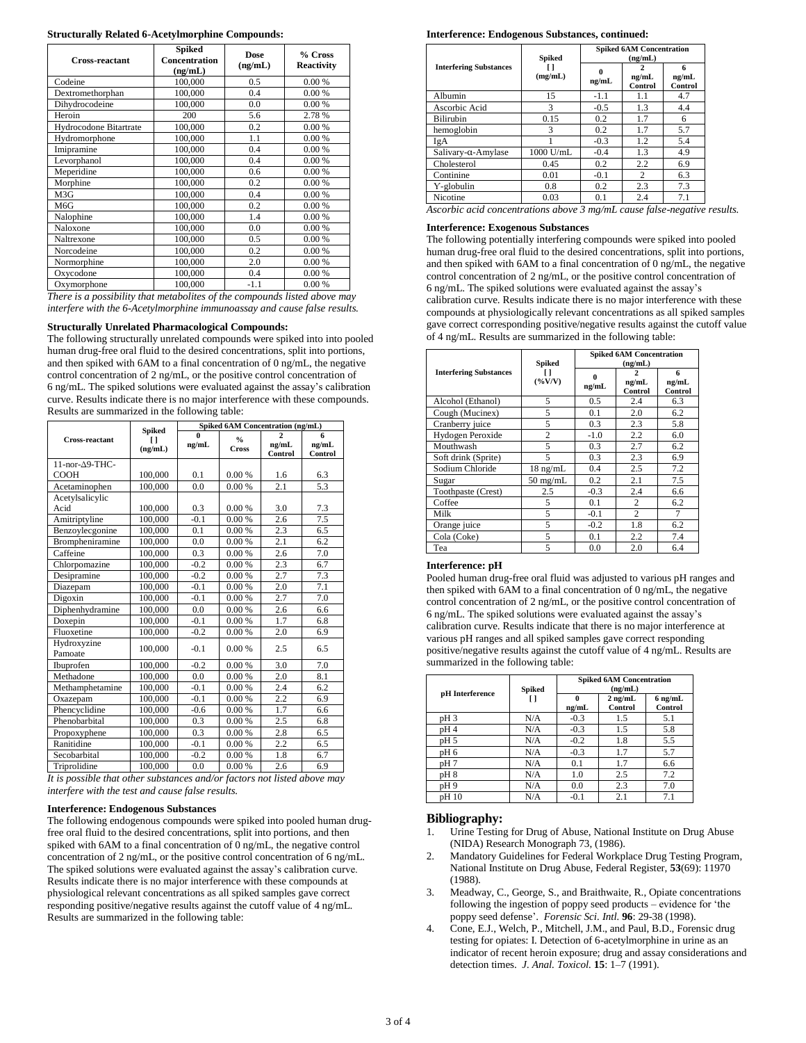**Structurally Related 6-Acetylmorphine Compounds:**

| Cross-reactant | Spiked Concentration (ng/mL) | Dose (ng/mL) | % Cross Reactivity |
|---|---|---|---|
| Codeine | 100,000 | 0.5 | 0.00 % |
| Dextromethorphan | 100,000 | 0.4 | 0.00 % |
| Dihydrocodeine | 100,000 | 0.0 | 0.00 % |
| Heroin | 200 | 5.6 | 2.78 % |
| Hydrocodone Bitartrate | 100,000 | 0.2 | 0.00 % |
| Hydromorphone | 100,000 | 1.1 | 0.00 % |
| Imipramine | 100,000 | 0.4 | 0.00 % |
| Levorphanol | 100,000 | 0.4 | 0.00 % |
| Meperidine | 100,000 | 0.6 | 0.00 % |
| Morphine | 100,000 | 0.2 | 0.00 % |
| M3G | 100,000 | 0.4 | 0.00 % |
| M6G | 100,000 | 0.2 | 0.00 % |
| Nalophine | 100,000 | 1.4 | 0.00 % |
| Naloxone | 100,000 | 0.0 | 0.00 % |
| Naltrexone | 100,000 | 0.5 | 0.00 % |
| Norcodeine | 100,000 | 0.2 | 0.00 % |
| Normorphine | 100,000 | 2.0 | 0.00 % |
| Oxycodone | 100,000 | 0.4 | 0.00 % |
| Oxymorphone | 100,000 | -1.1 | 0.00 % |

*There is a possibility that metabolites of the compounds listed above may interfere with the 6-Acetylmorphine immunoassay and cause false results.*

**Structurally Unrelated Pharmacological Compounds:**

The following structurally unrelated compounds were spiked into into pooled human drug-free oral fluid to the desired concentrations, split into portions, and then spiked with 6AM to a final concentration of 0 ng/mL, the negative control concentration of 2 ng/mL, or the positive control concentration of 6 ng/mL. The spiked solutions were evaluated against the assay's calibration curve. Results indicate there is no major interference with these compounds. Results are summarized in the following table:

| Cross-reactant | Spiked [ ] (ng/mL) | Spiked 6AM Concentration (ng/mL) | | | |
|---|---|---|---|---|---|
| | | 0 ng/mL | % Cross | 2 ng/mL Control | 6 ng/mL Control |
| 11-nor-Δ9-THC-COOH | 100,000 | 0.1 | 0.00 % | 1.6 | 6.3 |
| Acetaminophen | 100,000 | 0.0 | 0.00 % | 2.1 | 5.3 |
| Acetylsalicylic Acid | 100,000 | 0.3 | 0.00 % | 3.0 | 7.3 |
| Amitriptyline | 100,000 | -0.1 | 0.00 % | 2.6 | 7.5 |
| Benzoylecgonine | 100,000 | 0.1 | 0.00 % | 2.3 | 6.5 |
| Brompheniramine | 100,000 | 0.0 | 0.00 % | 2.1 | 6.2 |
| Caffeine | 100,000 | 0.3 | 0.00 % | 2.6 | 7.0 |
| Chlorpomazine | 100,000 | -0.2 | 0.00 % | 2.3 | 6.7 |
| Desipramine | 100,000 | -0.2 | 0.00 % | 2.7 | 7.3 |
| Diazepam | 100,000 | -0.1 | 0.00 % | 2.0 | 7.1 |
| Digoxin | 100,000 | -0.1 | 0.00 % | 2.7 | 7.0 |
| Diphenhydramine | 100,000 | 0.0 | 0.00 % | 2.6 | 6.6 |
| Doxepin | 100,000 | -0.1 | 0.00 % | 1.7 | 6.8 |
| Fluoxetine | 100,000 | -0.2 | 0.00 % | 2.0 | 6.9 |
| Hydroxyzine Pamoate | 100,000 | -0.1 | 0.00 % | 2.5 | 6.5 |
| Ibuprofen | 100,000 | -0.2 | 0.00 % | 3.0 | 7.0 |
| Methadone | 100,000 | 0.0 | 0.00 % | 2.0 | 8.1 |
| Methamphetamine | 100,000 | -0.1 | 0.00 % | 2.4 | 6.2 |
| Oxazepam | 100,000 | -0.1 | 0.00 % | 2.2 | 6.9 |
| Phencyclidine | 100,000 | -0.6 | 0.00 % | 1.7 | 6.6 |
| Phenobarbital | 100,000 | 0.3 | 0.00 % | 2.5 | 6.8 |
| Propoxyphene | 100,000 | 0.3 | 0.00 % | 2.8 | 6.5 |
| Ranitidine | 100,000 | -0.1 | 0.00 % | 2.2 | 6.5 |
| Secobarbital | 100,000 | -0.2 | 0.00 % | 1.8 | 6.7 |
| Triprolidine | 100,000 | 0.0 | 0.00 % | 2.6 | 6.9 |

*It is possible that other substances and/or factors not listed above may interfere with the test and cause false results.*

**Interference: Endogenous Substances**

The following endogenous compounds were spiked into pooled human drug-free oral fluid to the desired concentrations, split into portions, and then spiked with 6AM to a final concentration of 0 ng/mL, the negative control concentration of 2 ng/mL, or the positive control concentration of 6 ng/mL. The spiked solutions were evaluated against the assay's calibration curve. Results indicate there is no major interference with these compounds at physiological relevant concentrations as all spiked samples gave correct responding positive/negative results against the cutoff value of 4 ng/mL. Results are summarized in the following table:

**Interference: Endogenous Substances, continued:**

| Interfering Substances | Spiked [ ] (mg/mL) | Spiked 6AM Concentration (ng/mL) | | |
|---|---|---|---|---|
| | | 0 ng/mL | 2 ng/mL Control | 6 ng/mL Control |
| Albumin | 15 | -1.1 | 1.1 | 4.7 |
| Ascorbic Acid | 3 | -0.5 | 1.3 | 4.4 |
| Bilirubin | 0.15 | 0.2 | 1.7 | 6 |
| hemoglobin | 3 | 0.2 | 1.7 | 5.7 |
| IgA | 1 | -0.3 | 1.2 | 5.4 |
| Salivary-α-Amylase | 1000 U/mL | -0.4 | 1.3 | 4.9 |
| Cholesterol | 0.45 | 0.2 | 2.2 | 6.9 |
| Continine | 0.01 | -0.1 | 2 | 6.3 |
| Y-globulin | 0.8 | 0.2 | 2.3 | 7.3 |
| Nicotine | 0.03 | 0.1 | 2.4 | 7.1 |

*Ascorbic acid concentrations above 3 mg/mL cause false-negative results.*

**Interference: Exogenous Substances**

The following potentially interfering compounds were spiked into pooled human drug-free oral fluid to the desired concentrations, split into portions, and then spiked with 6AM to a final concentration of 0 ng/mL, the negative control concentration of 2 ng/mL, or the positive control concentration of 6 ng/mL. The spiked solutions were evaluated against the assay's calibration curve. Results indicate there is no major interference with these compounds at physiologically relevant concentrations as all spiked samples gave correct corresponding positive/negative results against the cutoff value of 4 ng/mL. Results are summarized in the following table:

| Interfering Substances | Spiked [ ] (%V/V) | Spiked 6AM Concentration (ng/mL) | | |
|---|---|---|---|---|
| | | 0 ng/mL | 2 ng/mL Control | 6 ng/mL Control |
| Alcohol (Ethanol) | 5 | 0.5 | 2.4 | 6.3 |
| Cough (Mucinex) | 5 | 0.1 | 2.0 | 6.2 |
| Cranberry juice | 5 | 0.3 | 2.3 | 5.8 |
| Hydrogen Peroxide | 2 | -1.0 | 2.2 | 6.0 |
| Mouthwash | 5 | 0.3 | 2.7 | 6.2 |
| Soft drink (Sprite) | 5 | 0.3 | 2.3 | 6.9 |
| Sodium Chloride | 18 ng/mL | 0.4 | 2.5 | 7.2 |
| Sugar | 50 mg/mL | 0.2 | 2.1 | 7.5 |
| Toothpaste (Crest) | 2.5 | -0.3 | 2.4 | 6.6 |
| Coffee | 5 | 0.1 | 2 | 6.2 |
| Milk | 5 | -0.1 | 2 | 7 |
| Orange juice | 5 | -0.2 | 1.8 | 6.2 |
| Cola (Coke) | 5 | 0.1 | 2.2 | 7.4 |
| Tea | 5 | 0.0 | 2.0 | 6.4 |

**Interference: pH**

Pooled human drug-free oral fluid was adjusted to various pH ranges and then spiked with 6AM to a final concentration of 0 ng/mL, the negative control concentration of 2 ng/mL, or the positive control concentration of 6 ng/mL. The spiked solutions were evaluated against the assay's calibration curve. Results indicate that there is no major interference at various pH ranges and all spiked samples gave correct responding positive/negative results against the cutoff value of 4 ng/mL. Results are summarized in the following table:

| pH Interference | Spiked [ ] | Spiked 6AM Concentration (ng/mL) | | |
|---|---|---|---|---|
| | | 0 ng/mL | 2 ng/mL Control | 6 ng/mL Control |
| pH 3 | N/A | -0.3 | 1.5 | 5.1 |
| pH 4 | N/A | -0.3 | 1.5 | 5.8 |
| pH 5 | N/A | -0.2 | 1.8 | 5.5 |
| pH 6 | N/A | -0.3 | 1.7 | 5.7 |
| pH 7 | N/A | 0.1 | 1.7 | 6.6 |
| pH 8 | N/A | 1.0 | 2.5 | 7.2 |
| pH 9 | N/A | 0.0 | 2.3 | 7.0 |
| pH 10 | N/A | -0.1 | 2.1 | 7.1 |

## Bibliography:

1. Urine Testing for Drug of Abuse, National Institute on Drug Abuse (NIDA) Research Monograph 73, (1986).
2. Mandatory Guidelines for Federal Workplace Drug Testing Program, National Institute on Drug Abuse, Federal Register, **53**(69): 11970 (1988).
3. Meadway, C., George, S., and Braithwaite, R., Opiate concentrations following the ingestion of poppy seed products – evidence for 'the poppy seed defense'. *Forensic Sci. Intl.* **96**: 29-38 (1998).
4. Cone, E.J., Welch, P., Mitchell, J.M., and Paul, B.D., Forensic drug testing for opiates: I. Detection of 6-acetylmorphine in urine as an indicator of recent heroin exposure; drug and assay considerations and detection times. *J. Anal. Toxicol.* **15**: 1–7 (1991).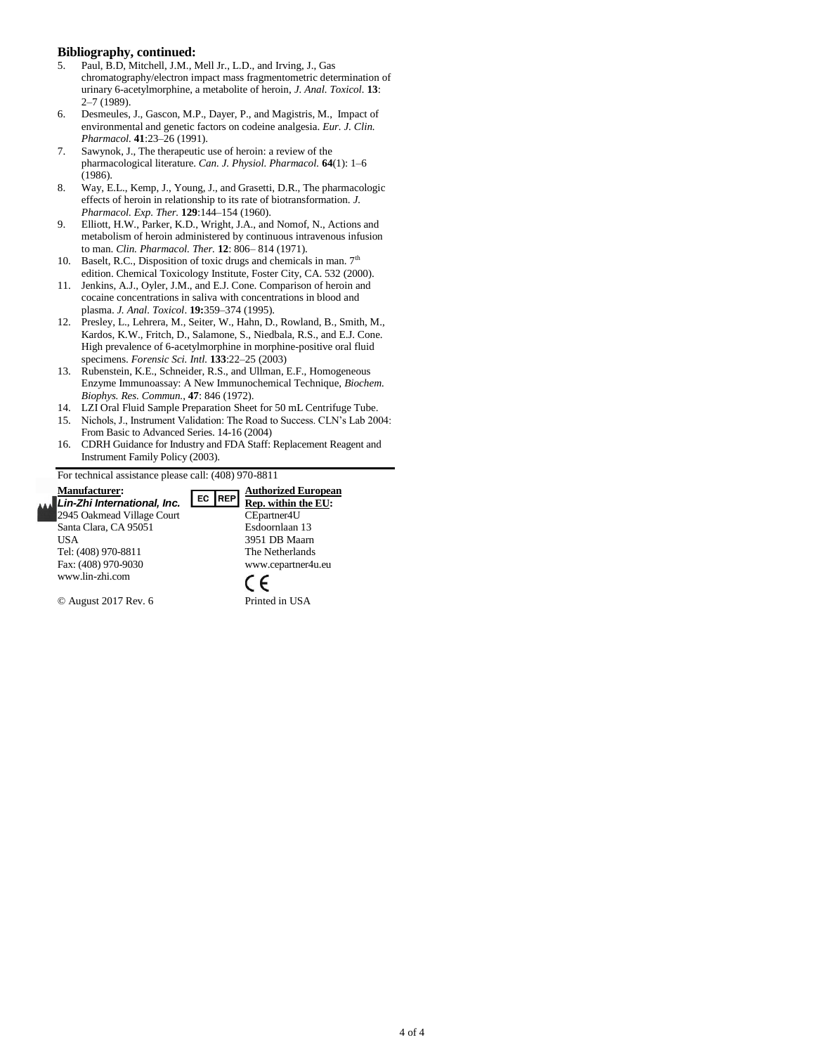**Bibliography, continued:**

5. Paul, B.D, Mitchell, J.M., Mell Jr., L.D., and Irving, J., Gas chromatography/electron impact mass fragmentometric determination of urinary 6-acetylmorphine, a metabolite of heroin, *J. Anal. Toxicol.* **13**: 2–7 (1989).
6. Desmeules, J., Gascon, M.P., Dayer, P., and Magistris, M., Impact of environmental and genetic factors on codeine analgesia. *Eur. J. Clin. Pharmacol.* **41**:23–26 (1991).
7. Sawynok, J., The therapeutic use of heroin: a review of the pharmacological literature. *Can. J. Physiol. Pharmacol.* **64**(1): 1–6 (1986).
8. Way, E.L., Kemp, J., Young, J., and Grasetti, D.R., The pharmacologic effects of heroin in relationship to its rate of biotransformation. *J. Pharmacol. Exp. Ther.* **129**:144–154 (1960).
9. Elliott, H.W., Parker, K.D., Wright, J.A., and Nomof, N., Actions and metabolism of heroin administered by continuous intravenous infusion to man. *Clin. Pharmacol. Ther.* **12**: 806– 814 (1971).
10. Baselt, R.C., Disposition of toxic drugs and chemicals in man. 7th edition. Chemical Toxicology Institute, Foster City, CA. 532 (2000).
11. Jenkins, A.J., Oyler, J.M., and E.J. Cone. Comparison of heroin and cocaine concentrations in saliva with concentrations in blood and plasma. *J. Anal. Toxicol*. **19:**359–374 (1995).
12. Presley, L., Lehrera, M., Seiter, W., Hahn, D., Rowland, B., Smith, M., Kardos, K.W., Fritch, D., Salamone, S., Niedbala, R.S., and E.J. Cone. High prevalence of 6-acetylmorphine in morphine-positive oral fluid specimens. *Forensic Sci. Intl.* **133**:22–25 (2003)
13. Rubenstein, K.E., Schneider, R.S., and Ullman, E.F., Homogeneous Enzyme Immunoassay: A New Immunochemical Technique, *Biochem. Biophys. Res. Commun.*, **47**: 846 (1972).
14. LZI Oral Fluid Sample Preparation Sheet for 50 mL Centrifuge Tube.
15. Nichols, J., Instrument Validation: The Road to Success. CLN's Lab 2004: From Basic to Advanced Series. 14-16 (2004)
16. CDRH Guidance for Industry and FDA Staff: Replacement Reagent and Instrument Family Policy (2003).

For technical assistance please call: (408) 970-8811

**Manufacturer:**
***Lin-Zhi International, Inc.***
2945 Oakmead Village Court
Santa Clara, CA 95051
USA
Tel: (408) 970-8811
Fax: (408) 970-9030
www.lin-zhi.com

EC REP

**Authorized European Rep. within the EU:**
CEpartner4U
Esdoornlaan 13
3951 DB Maarn
The Netherlands
www.cepartner4u.eu

CE

© August 2017 Rev. 6

Printed in USA